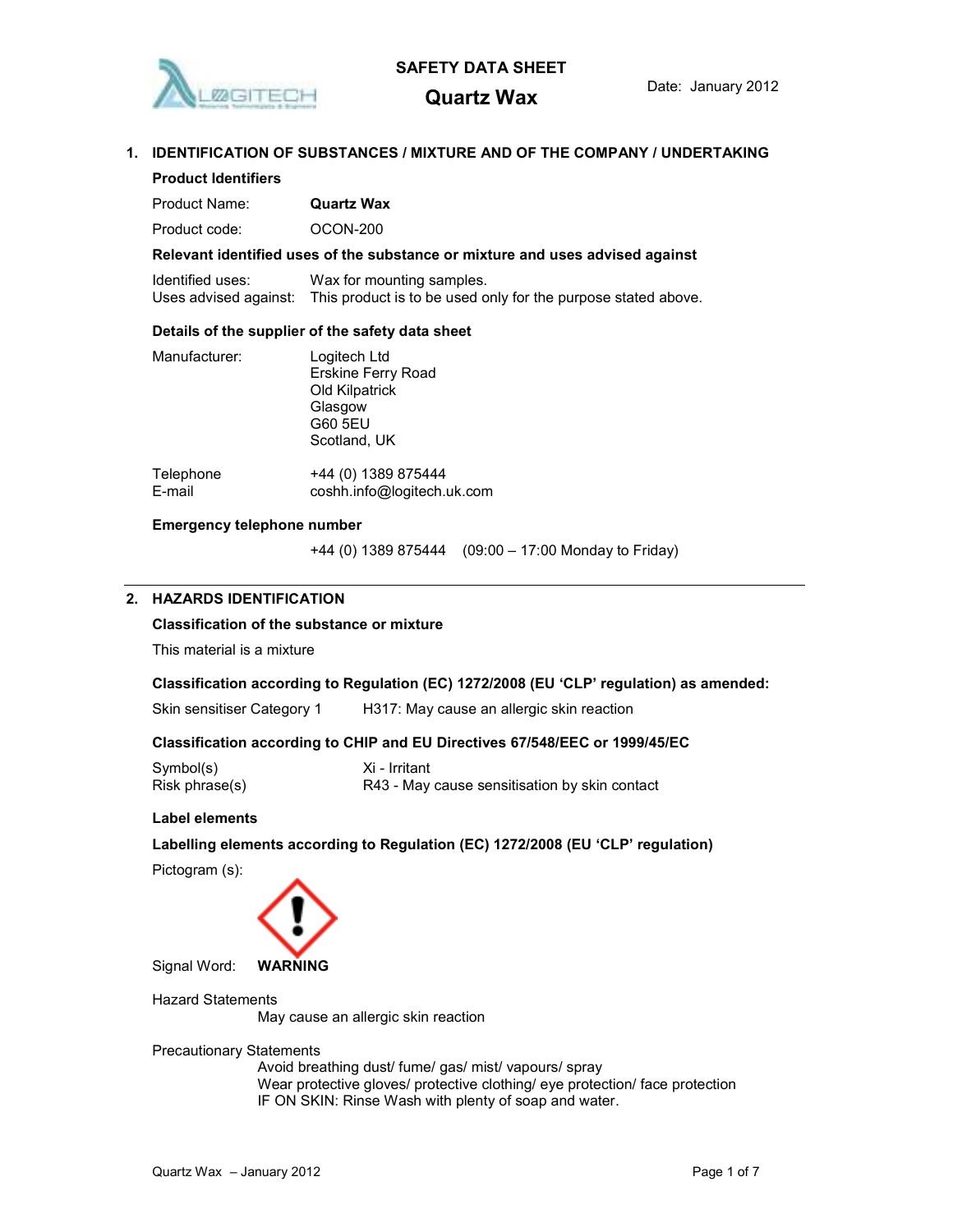# SAFETY DATA SHEET

## Quartz Wax

Date: January 2012

## 1. IDENTIFICATION OF SUBSTANCES / MIXTURE AND OF THE COMPANY / UNDERTAKING

### Product Identifiers

Product Name: **Quartz Wax**

Product code: OCON-200

### Relevant identified uses of the substance or mixture and uses advised against

Identified uses: Wax for mounting samples.
Uses advised against: This product is to be used only for the purpose stated above.

### Details of the supplier of the safety data sheet

Manufacturer:
Logitech Ltd
Erskine Ferry Road
Old Kilpatrick
Glasgow
G60 5EU
Scotland, UK

Telephone +44 (0) 1389 875444
E-mail coshh.info@logitech.uk.com

### Emergency telephone number

+44 (0) 1389 875444 (09:00 – 17:00 Monday to Friday)

## 2. HAZARDS IDENTIFICATION

### Classification of the substance or mixture

This material is a mixture

### Classification according to Regulation (EC) 1272/2008 (EU 'CLP' regulation) as amended:

Skin sensitiser Category 1 H317: May cause an allergic skin reaction

### Classification according to CHIP and EU Directives 67/548/EEC or 1999/45/EC

Symbol(s) Xi - Irritant
Risk phrase(s) R43 - May cause sensitisation by skin contact

### Label elements

### Labelling elements according to Regulation (EC) 1272/2008 (EU 'CLP' regulation)

Pictogram (s):

Signal Word: **WARNING**

Hazard Statements

May cause an allergic skin reaction

Precautionary Statements

Avoid breathing dust/ fume/ gas/ mist/ vapours/ spray
Wear protective gloves/ protective clothing/ eye protection/ face protection
IF ON SKIN: Rinse Wash with plenty of soap and water.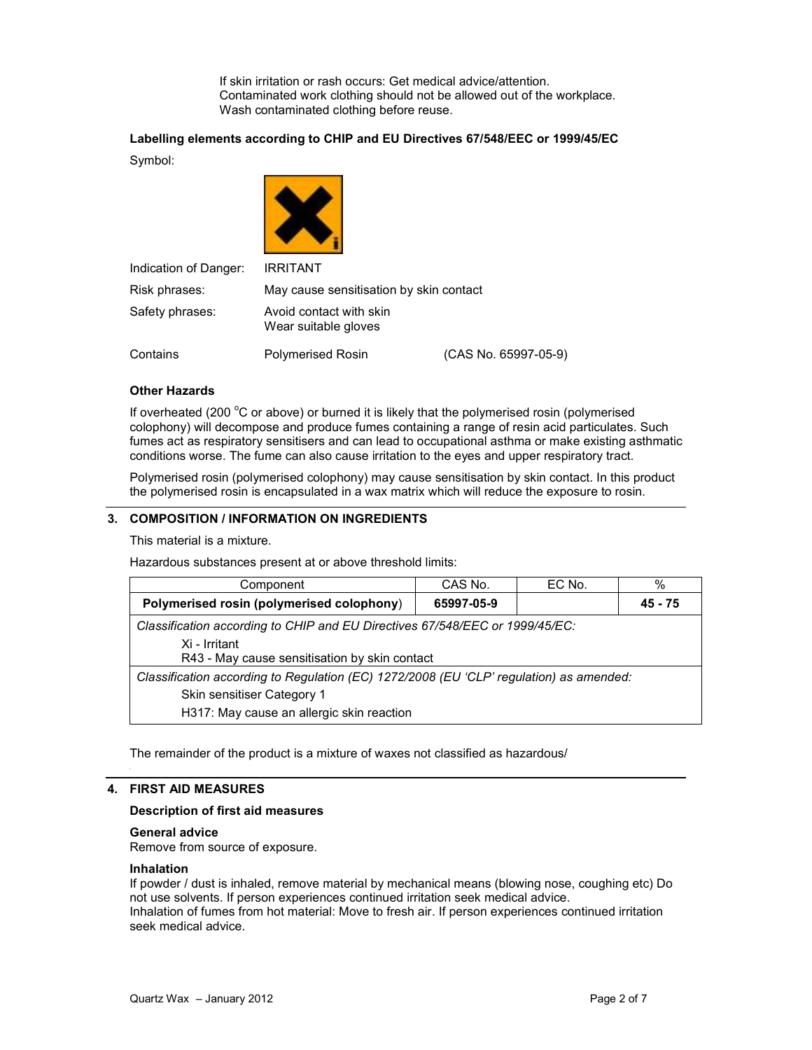If skin irritation or rash occurs: Get medical advice/attention.
Contaminated work clothing should not be allowed out of the workplace.
Wash contaminated clothing before reuse.

**Labelling elements according to CHIP and EU Directives 67/548/EEC or 1999/45/EC**

Symbol:

| | | |
|---|---|---|
| Indication of Danger: | IRRITANT | |
| Risk phrases: | May cause sensitisation by skin contact | |
| Safety phrases: | Avoid contact with skin<br>Wear suitable gloves | |
| Contains | Polymerised Rosin | (CAS No. 65997-05-9) |

**Other Hazards**

If overheated (200 $^{o}$C or above) or burned it is likely that the polymerised rosin (polymerised colophony) will decompose and produce fumes containing a range of resin acid particulates. Such fumes act as respiratory sensitisers and can lead to occupational asthma or make existing asthmatic conditions worse. The fume can also cause irritation to the eyes and upper respiratory tract.

Polymerised rosin (polymerised colophony) may cause sensitisation by skin contact. In this product the polymerised rosin is encapsulated in a wax matrix which will reduce the exposure to rosin.

## 3. COMPOSITION / INFORMATION ON INGREDIENTS

This material is a mixture.

Hazardous substances present at or above threshold limits:

| Component | CAS No. | EC No. | % |
|---|---|---|---|
| **Polymerised rosin (polymerised colophony)** | **65997-05-9** | | **45 - 75** |
| *Classification according to CHIP and EU Directives 67/548/EEC or 1999/45/EC:*<br>Xi - Irritant<br>R43 - May cause sensitisation by skin contact | | | |
| *Classification according to Regulation (EC) 1272/2008 (EU 'CLP' regulation) as amended:*<br>Skin sensitiser Category 1<br>H317: May cause an allergic skin reaction | | | |

The remainder of the product is a mixture of waxes not classified as hazardous/

## 4. FIRST AID MEASURES

**Description of first aid measures**

**General advice**
Remove from source of exposure.

**Inhalation**
If powder / dust is inhaled, remove material by mechanical means (blowing nose, coughing etc) Do not use solvents. If person experiences continued irritation seek medical advice.
Inhalation of fumes from hot material: Move to fresh air. If person experiences continued irritation seek medical advice.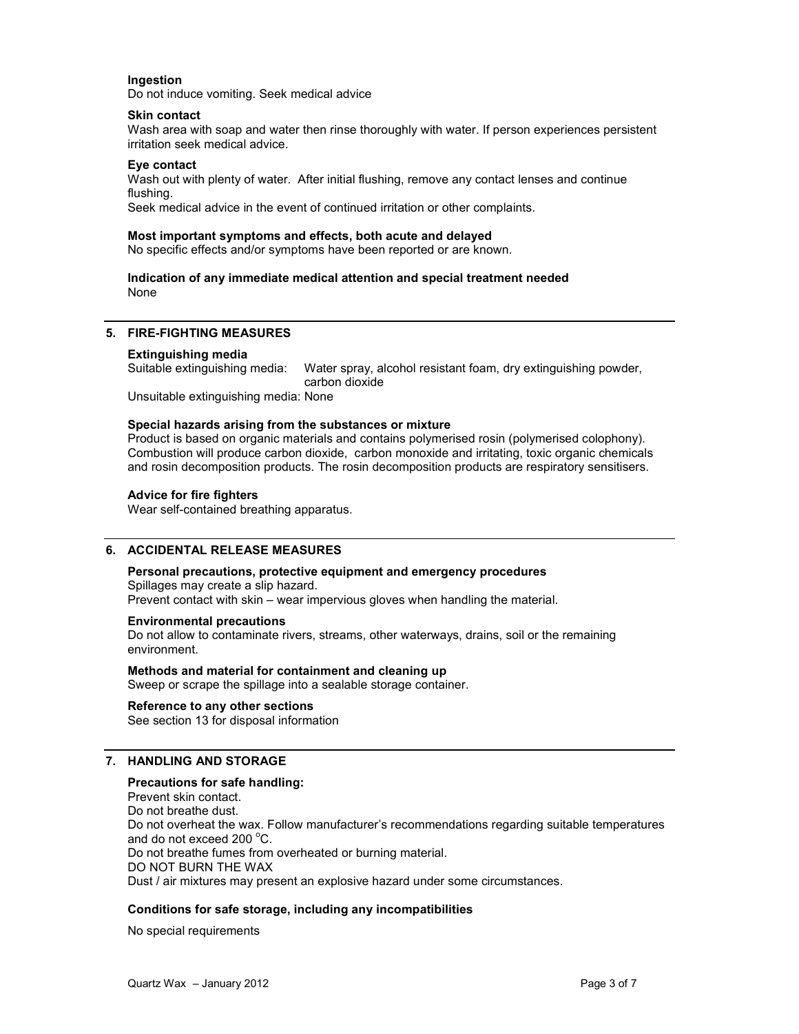**Ingestion**

Do not induce vomiting. Seek medical advice

**Skin contact**

Wash area with soap and water then rinse thoroughly with water. If person experiences persistent irritation seek medical advice.

**Eye contact**

Wash out with plenty of water. After initial flushing, remove any contact lenses and continue flushing.

Seek medical advice in the event of continued irritation or other complaints.

**Most important symptoms and effects, both acute and delayed**

No specific effects and/or symptoms have been reported or are known.

**Indication of any immediate medical attention and special treatment needed**

None

## 5. FIRE-FIGHTING MEASURES

**Extinguishing media**

Suitable extinguishing media: Water spray, alcohol resistant foam, dry extinguishing powder, carbon dioxide

Unsuitable extinguishing media: None

**Special hazards arising from the substances or mixture**

Product is based on organic materials and contains polymerised rosin (polymerised colophony). Combustion will produce carbon dioxide, carbon monoxide and irritating, toxic organic chemicals and rosin decomposition products. The rosin decomposition products are respiratory sensitisers.

**Advice for fire fighters**

Wear self-contained breathing apparatus.

## 6. ACCIDENTAL RELEASE MEASURES

**Personal precautions, protective equipment and emergency procedures**

Spillages may create a slip hazard.

Prevent contact with skin – wear impervious gloves when handling the material.

**Environmental precautions**

Do not allow to contaminate rivers, streams, other waterways, drains, soil or the remaining environment.

**Methods and material for containment and cleaning up**

Sweep or scrape the spillage into a sealable storage container.

**Reference to any other sections**

See section 13 for disposal information

## 7. HANDLING AND STORAGE

**Precautions for safe handling:**

Prevent skin contact.

Do not breathe dust.

Do not overheat the wax. Follow manufacturer's recommendations regarding suitable temperatures and do not exceed 200 °C.

Do not breathe fumes from overheated or burning material.

DO NOT BURN THE WAX

Dust / air mixtures may present an explosive hazard under some circumstances.

**Conditions for safe storage, including any incompatibilities**

No special requirements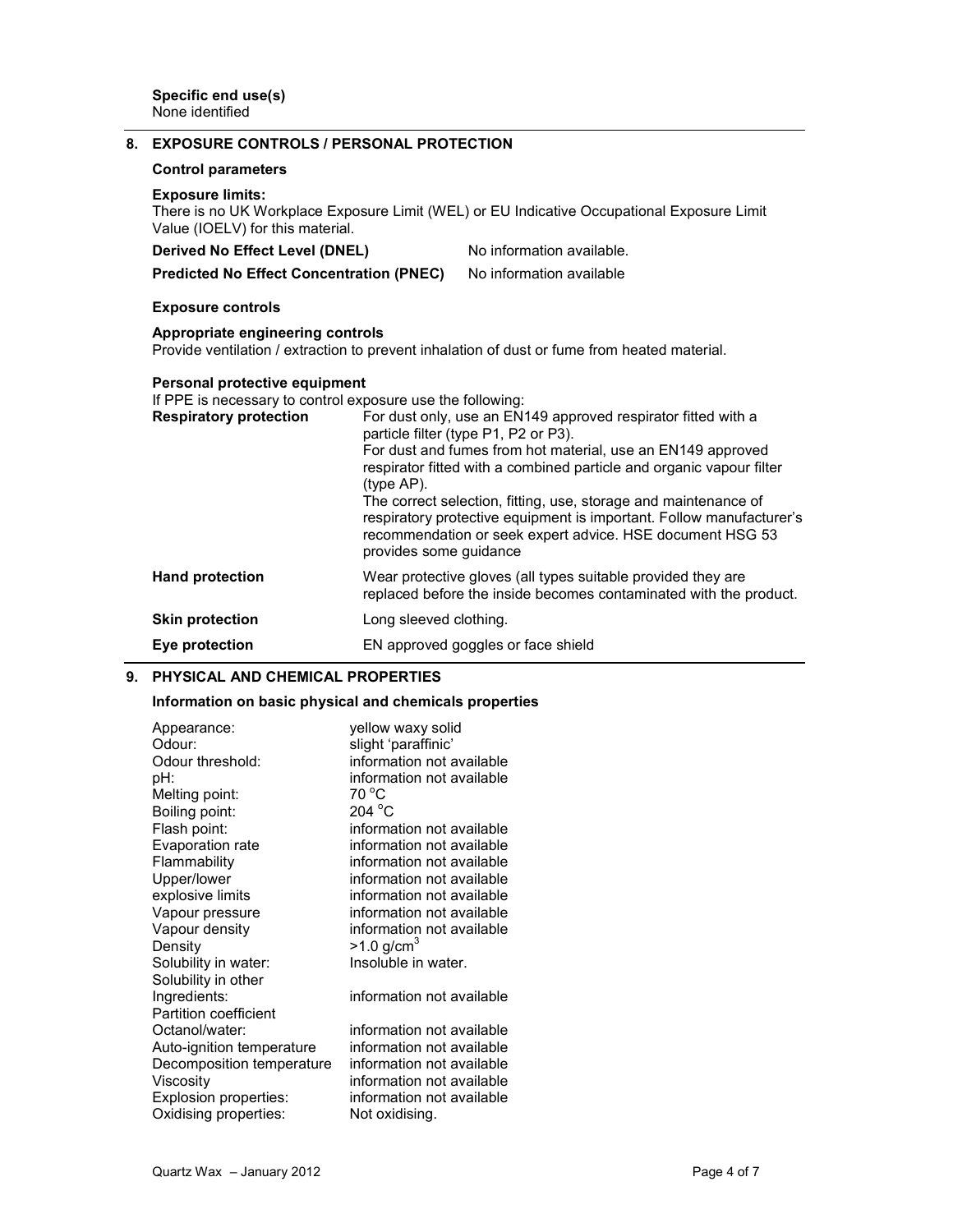**Specific end use(s)**
None identified

## 8. EXPOSURE CONTROLS / PERSONAL PROTECTION

### Control parameters

**Exposure limits:**
There is no UK Workplace Exposure Limit (WEL) or EU Indicative Occupational Exposure Limit Value (IOELV) for this material.

| | |
|---|---|
| **Derived No Effect Level (DNEL)** | No information available. |
| **Predicted No Effect Concentration (PNEC)** | No information available |

### Exposure controls

**Appropriate engineering controls**
Provide ventilation / extraction to prevent inhalation of dust or fume from heated material.

**Personal protective equipment**
If PPE is necessary to control exposure use the following:

| | |
|---|---|
| **Respiratory protection** | For dust only, use an EN149 approved respirator fitted with a particle filter (type P1, P2 or P3). For dust and fumes from hot material, use an EN149 approved respirator fitted with a combined particle and organic vapour filter (type AP). The correct selection, fitting, use, storage and maintenance of respiratory protective equipment is important. Follow manufacturer's recommendation or seek expert advice. HSE document HSG 53 provides some guidance |
| **Hand protection** | Wear protective gloves (all types suitable provided they are replaced before the inside becomes contaminated with the product. |
| **Skin protection** | Long sleeved clothing. |
| **Eye protection** | EN approved goggles or face shield |

## 9. PHYSICAL AND CHEMICAL PROPERTIES

### Information on basic physical and chemicals properties

| | |
|---|---|
| Appearance: | yellow waxy solid |
| Odour: | slight 'paraffinic' |
| Odour threshold: | information not available |
| pH: | information not available |
| Melting point: | 70 °C |
| Boiling point: | 204 °C |
| Flash point: | information not available |
| Evaporation rate | information not available |
| Flammability | information not available |
| Upper/lower explosive limits | information not available |
| Vapour pressure | information not available |
| Vapour density | information not available |
| Density | >1.0 g/cm$^3$ |
| Solubility in water: | Insoluble in water. |
| Solubility in other Ingredients: | information not available |
| Partition coefficient Octanol/water: | information not available |
| Auto-ignition temperature | information not available |
| Decomposition temperature | information not available |
| Viscosity | information not available |
| Explosion properties: | information not available |
| Oxidising properties: | Not oxidising. |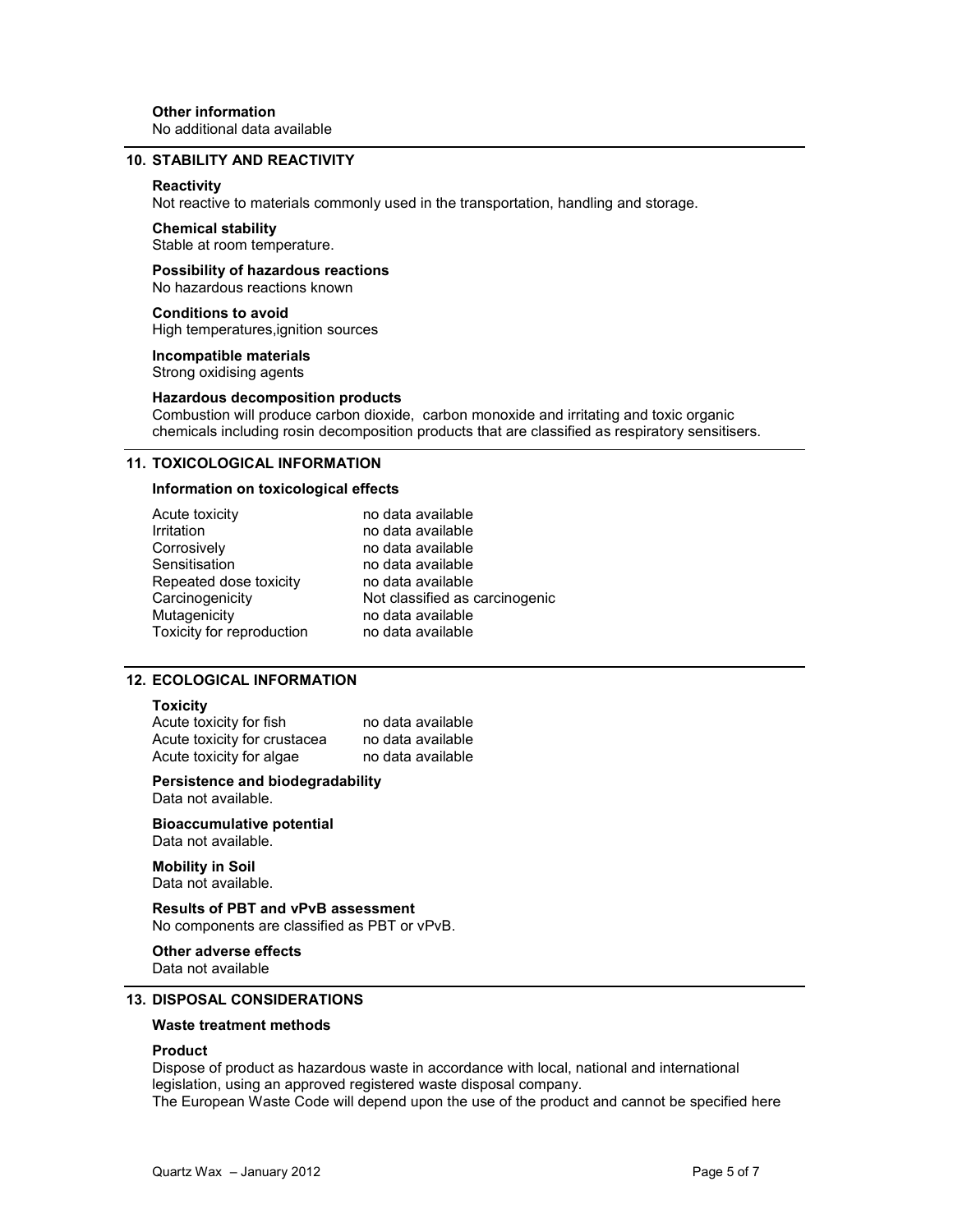**Other information**
No additional data available

## 10. STABILITY AND REACTIVITY

**Reactivity**
Not reactive to materials commonly used in the transportation, handling and storage.

**Chemical stability**
Stable at room temperature.

**Possibility of hazardous reactions**
No hazardous reactions known

**Conditions to avoid**
High temperatures,ignition sources

**Incompatible materials**
Strong oxidising agents

**Hazardous decomposition products**
Combustion will produce carbon dioxide, carbon monoxide and irritating and toxic organic chemicals including rosin decomposition products that are classified as respiratory sensitisers.

## 11. TOXICOLOGICAL INFORMATION

**Information on toxicological effects**

| | |
|---|---|
| Acute toxicity | no data available |
| Irritation | no data available |
| Corrosively | no data available |
| Sensitisation | no data available |
| Repeated dose toxicity | no data available |
| Carcinogenicity | Not classified as carcinogenic |
| Mutagenicity | no data available |
| Toxicity for reproduction | no data available |

## 12. ECOLOGICAL INFORMATION

**Toxicity**

| | |
|---|---|
| Acute toxicity for fish | no data available |
| Acute toxicity for crustacea | no data available |
| Acute toxicity for algae | no data available |

**Persistence and biodegradability**
Data not available.

**Bioaccumulative potential**
Data not available.

**Mobility in Soil**
Data not available.

**Results of PBT and vPvB assessment**
No components are classified as PBT or vPvB.

**Other adverse effects**
Data not available

## 13. DISPOSAL CONSIDERATIONS

**Waste treatment methods**

**Product**
Dispose of product as hazardous waste in accordance with local, national and international legislation, using an approved registered waste disposal company.
The European Waste Code will depend upon the use of the product and cannot be specified here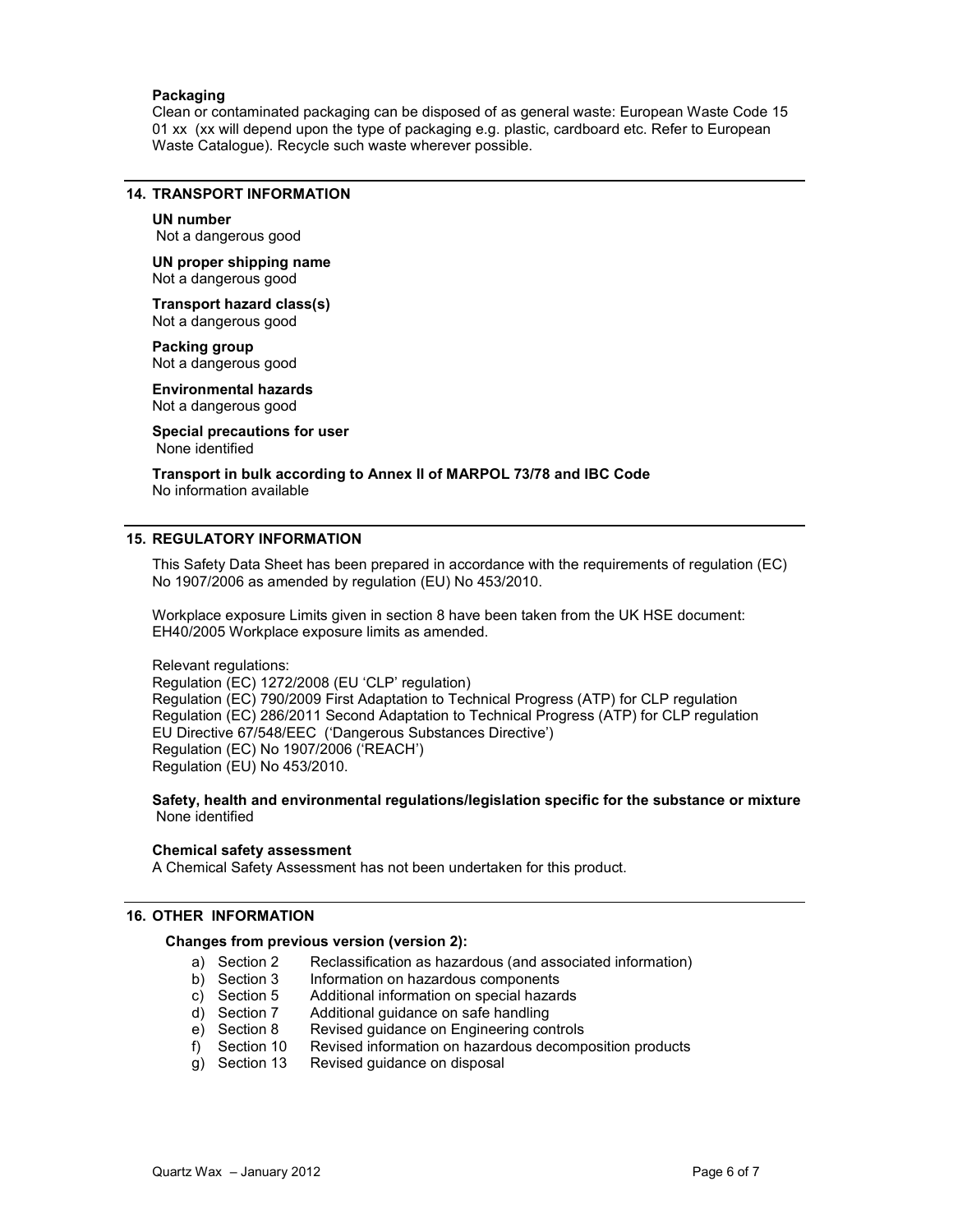**Packaging**

Clean or contaminated packaging can be disposed of as general waste: European Waste Code 15 01 xx (xx will depend upon the type of packaging e.g. plastic, cardboard etc. Refer to European Waste Catalogue). Recycle such waste wherever possible.

## 14. TRANSPORT INFORMATION

**UN number**
Not a dangerous good

**UN proper shipping name**
Not a dangerous good

**Transport hazard class(s)**
Not a dangerous good

**Packing group**
Not a dangerous good

**Environmental hazards**
Not a dangerous good

**Special precautions for user**
None identified

**Transport in bulk according to Annex II of MARPOL 73/78 and IBC Code**
No information available

## 15. REGULATORY INFORMATION

This Safety Data Sheet has been prepared in accordance with the requirements of regulation (EC) No 1907/2006 as amended by regulation (EU) No 453/2010.

Workplace exposure Limits given in section 8 have been taken from the UK HSE document: EH40/2005 Workplace exposure limits as amended.

Relevant regulations:
Regulation (EC) 1272/2008 (EU 'CLP' regulation)
Regulation (EC) 790/2009 First Adaptation to Technical Progress (ATP) for CLP regulation
Regulation (EC) 286/2011 Second Adaptation to Technical Progress (ATP) for CLP regulation
EU Directive 67/548/EEC ('Dangerous Substances Directive')
Regulation (EC) No 1907/2006 ('REACH')
Regulation (EU) No 453/2010.

**Safety, health and environmental regulations/legislation specific for the substance or mixture**
None identified

**Chemical safety assessment**
A Chemical Safety Assessment has not been undertaken for this product.

## 16. OTHER INFORMATION

**Changes from previous version (version 2):**

a) Section 2 Reclassification as hazardous (and associated information)
b) Section 3 Information on hazardous components
c) Section 5 Additional information on special hazards
d) Section 7 Additional guidance on safe handling
e) Section 8 Revised guidance on Engineering controls
f) Section 10 Revised information on hazardous decomposition products
g) Section 13 Revised guidance on disposal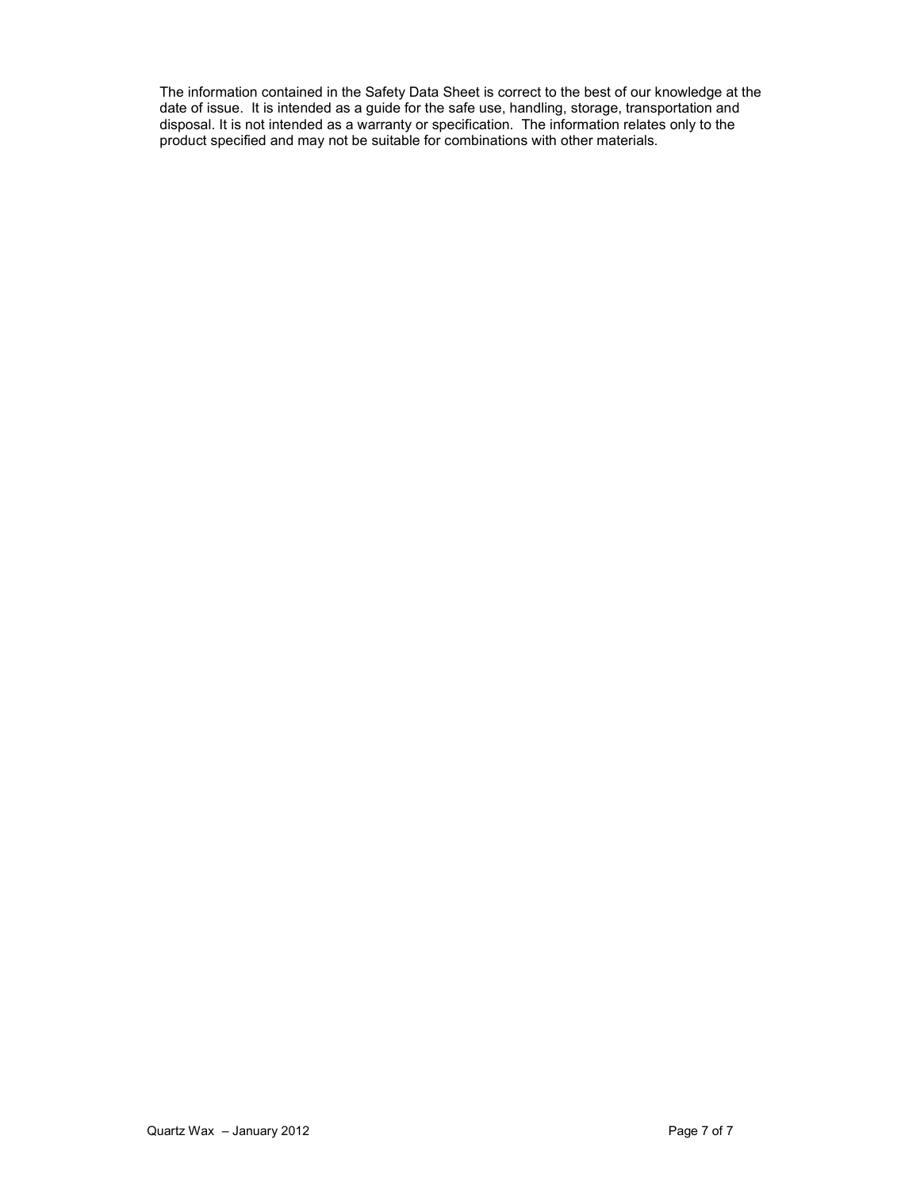The information contained in the Safety Data Sheet is correct to the best of our knowledge at the date of issue. It is intended as a guide for the safe use, handling, storage, transportation and disposal. It is not intended as a warranty or specification. The information relates only to the product specified and may not be suitable for combinations with other materials.